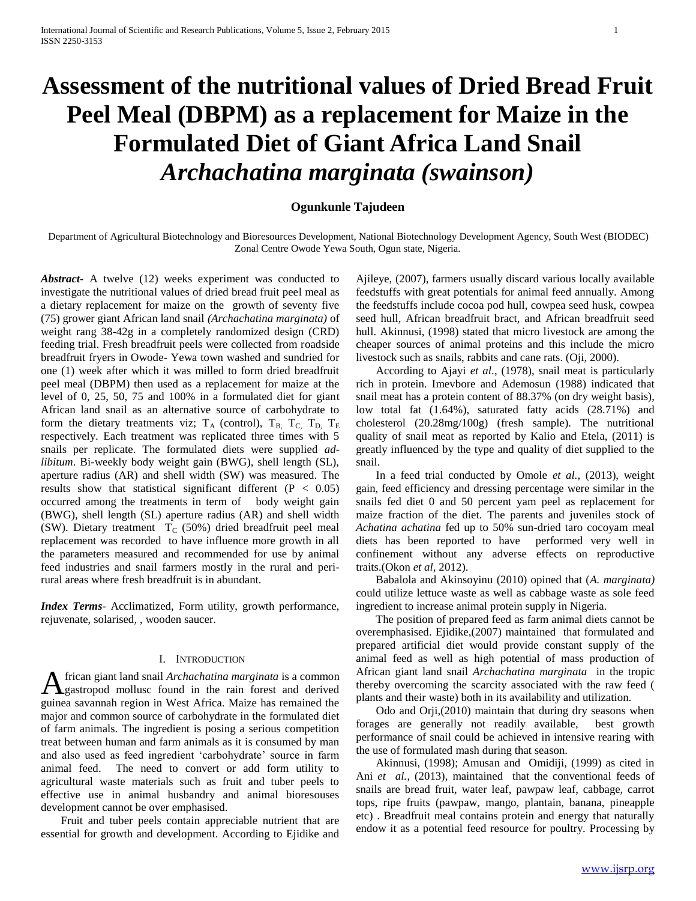# Assessment of the nutritional values of Dried Bread Fruit Peel Meal (DBPM) as a replacement for Maize in the Formulated Diet of Giant Africa Land Snail *Archachatina marginata (swainson)*

**Ogunkunle Tajudeen**

Department of Agricultural Biotechnology and Bioresources Development, National Biotechnology Development Agency, South West (BIODEC) Zonal Centre Owode Yewa South, Ogun state, Nigeria.

***Abstract***- A twelve (12) weeks experiment was conducted to investigate the nutritional values of dried bread fruit peel meal as a dietary replacement for maize on the growth of seventy five (75) grower giant African land snail *(Archachatina marginata)* of weight rang 38-42g in a completely randomized design (CRD) feeding trial. Fresh breadfruit peels were collected from roadside breadfruit fryers in Owode- Yewa town washed and sundried for one (1) week after which it was milled to form dried breadfruit peel meal (DBPM) then used as a replacement for maize at the level of 0, 25, 50, 75 and 100% in a formulated diet for giant African land snail as an alternative source of carbohydrate to form the dietary treatments viz; $T_A$ (control), $T_B$, $T_C$, $T_D$, $T_E$ respectively. Each treatment was replicated three times with 5 snails per replicate. The formulated diets were supplied *ad-libitum*. Bi-weekly body weight gain (BWG), shell length (SL), aperture radius (AR) and shell width (SW) was measured. The results show that statistical significant different ($P < 0.05$) occurred among the treatments in term of body weight gain (BWG), shell length (SL) aperture radius (AR) and shell width (SW). Dietary treatment $T_C$ (50%) dried breadfruit peel meal replacement was recorded to have influence more growth in all the parameters measured and recommended for use by animal feed industries and snail farmers mostly in the rural and peri-rural areas where fresh breadfruit is in abundant.

***Index Terms***- Acclimatized, Form utility, growth performance, rejuvenate, solarised, , wooden saucer.

## I. Introduction

African giant land snail *Archachatina marginata* is a common gastropod mollusc found in the rain forest and derived guinea savannah region in West Africa. Maize has remained the major and common source of carbohydrate in the formulated diet of farm animals. The ingredient is posing a serious competition treat between human and farm animals as it is consumed by man and also used as feed ingredient 'carbohydrate' source in farm animal feed. The need to convert or add form utility to agricultural waste materials such as fruit and tuber peels to effective use in animal husbandry and animal bioresouses development cannot be over emphasised.

Fruit and tuber peels contain appreciable nutrient that are essential for growth and development. According to Ejidike and Ajileye, (2007), farmers usually discard various locally available feedstuffs with great potentials for animal feed annually. Among the feedstuffs include cocoa pod hull, cowpea seed husk, cowpea seed hull, African breadfruit bract, and African breadfruit seed hull. Akinnusi, (1998) stated that micro livestock are among the cheaper sources of animal proteins and this include the micro livestock such as snails, rabbits and cane rats. (Oji, 2000).

According to Ajayi *et al*., (1978), snail meat is particularly rich in protein. Imevbore and Ademosun (1988) indicated that snail meat has a protein content of 88.37% (on dry weight basis), low total fat (1.64%), saturated fatty acids (28.71%) and cholesterol (20.28mg/100g) (fresh sample). The nutritional quality of snail meat as reported by Kalio and Etela, (2011) is greatly influenced by the type and quality of diet supplied to the snail.

In a feed trial conducted by Omole *et al.,* (2013), weight gain, feed efficiency and dressing percentage were similar in the snails fed diet 0 and 50 percent yam peel as replacement for maize fraction of the diet. The parents and juveniles stock of *Achatina achatina* fed up to 50% sun-dried taro cocoyam meal diets has been reported to have performed very well in confinement without any adverse effects on reproductive traits.(Okon *et al,* 2012).

Babalola and Akinsoyinu (2010) opined that (*A. marginata)* could utilize lettuce waste as well as cabbage waste as sole feed ingredient to increase animal protein supply in Nigeria.

The position of prepared feed as farm animal diets cannot be overemphasised. Ejidike,(2007) maintained that formulated and prepared artificial diet would provide constant supply of the animal feed as well as high potential of mass production of African giant land snail *Archachatina marginata* in the tropic thereby overcoming the scarcity associated with the raw feed ( plants and their waste) both in its availability and utilization.

Odo and Orji,(2010) maintain that during dry seasons when forages are generally not readily available, best growth performance of snail could be achieved in intensive rearing with the use of formulated mash during that season.

Akinnusi, (1998); Amusan and Omidiji, (1999) as cited in Ani *et al.*, (2013), maintained that the conventional feeds of snails are bread fruit, water leaf, pawpaw leaf, cabbage, carrot tops, ripe fruits (pawpaw, mango, plantain, banana, pineapple etc) . Breadfruit meal contains protein and energy that naturally endow it as a potential feed resource for poultry. Processing by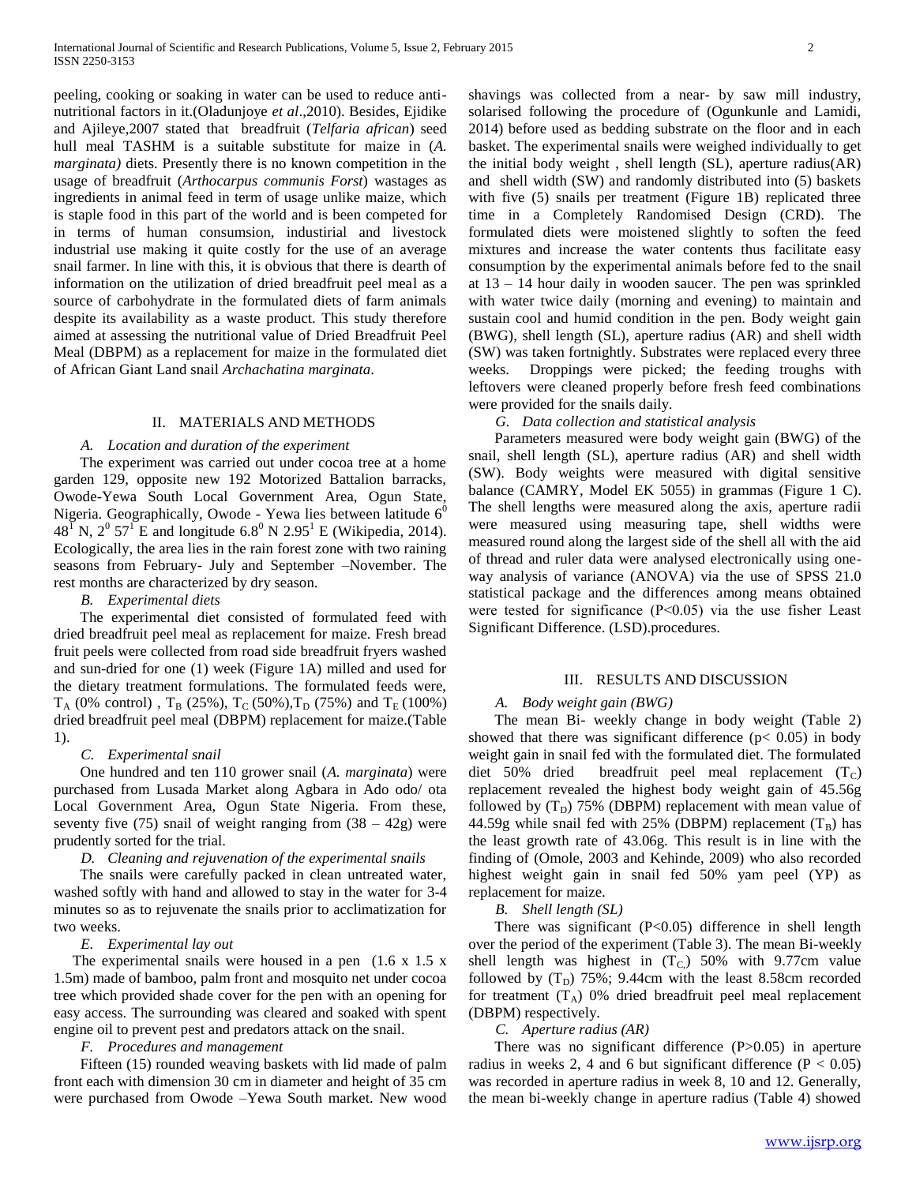peeling, cooking or soaking in water can be used to reduce anti-nutritional factors in it.(Oladunjoye *et al*.,2010). Besides, Ejidike and Ajileye,2007 stated that breadfruit (*Telfaria african*) seed hull meal TASHM is a suitable substitute for maize in (*A. marginata)* diets. Presently there is no known competition in the usage of breadfruit (*Arthocarpus communis Forst*) wastages as ingredients in animal feed in term of usage unlike maize, which is staple food in this part of the world and is been competed for in terms of human consumsion, industirial and livestock industrial use making it quite costly for the use of an average snail farmer. In line with this, it is obvious that there is dearth of information on the utilization of dried breadfruit peel meal as a source of carbohydrate in the formulated diets of farm animals despite its availability as a waste product. This study therefore aimed at assessing the nutritional value of Dried Breadfruit Peel Meal (DBPM) as a replacement for maize in the formulated diet of African Giant Land snail *Archachatina marginata*.

## II. MATERIALS AND METHODS

### *A. Location and duration of the experiment*

The experiment was carried out under cocoa tree at a home garden 129, opposite new 192 Motorized Battalion barracks, Owode-Yewa South Local Government Area, Ogun State, Nigeria. Geographically, Owode - Yewa lies between latitude $6^0$ $48^1$ N, $2^0$ $57^1$ E and longitude $6.8^0$ N $2.95^1$ E (Wikipedia, 2014). Ecologically, the area lies in the rain forest zone with two raining seasons from February- July and September –November. The rest months are characterized by dry season.

### *B. Experimental diets*

The experimental diet consisted of formulated feed with dried breadfruit peel meal as replacement for maize. Fresh bread fruit peels were collected from road side breadfruit fryers washed and sun-dried for one (1) week (Figure 1A) milled and used for the dietary treatment formulations. The formulated feeds were, $T_A$ (0% control) , $T_B$ (25%), $T_C$ (50%),$T_D$ (75%) and $T_E$ (100%) dried breadfruit peel meal (DBPM) replacement for maize.(Table 1).

### *C. Experimental snail*

One hundred and ten 110 grower snail (*A. marginata*) were purchased from Lusada Market along Agbara in Ado odo/ ota Local Government Area, Ogun State Nigeria. From these, seventy five (75) snail of weight ranging from (38 – 42g) were prudently sorted for the trial.

### *D. Cleaning and rejuvenation of the experimental snails*

The snails were carefully packed in clean untreated water, washed softly with hand and allowed to stay in the water for 3-4 minutes so as to rejuvenate the snails prior to acclimatization for two weeks.

### *E. Experimental lay out*

The experimental snails were housed in a pen (1.6 x 1.5 x 1.5m) made of bamboo, palm front and mosquito net under cocoa tree which provided shade cover for the pen with an opening for easy access. The surrounding was cleared and soaked with spent engine oil to prevent pest and predators attack on the snail.

### *F. Procedures and management*

Fifteen (15) rounded weaving baskets with lid made of palm front each with dimension 30 cm in diameter and height of 35 cm were purchased from Owode –Yewa South market. New wood shavings was collected from a near- by saw mill industry, solarised following the procedure of (Ogunkunle and Lamidi, 2014) before used as bedding substrate on the floor and in each basket. The experimental snails were weighed individually to get the initial body weight , shell length (SL), aperture radius(AR) and shell width (SW) and randomly distributed into (5) baskets with five (5) snails per treatment (Figure 1B) replicated three time in a Completely Randomised Design (CRD). The formulated diets were moistened slightly to soften the feed mixtures and increase the water contents thus facilitate easy consumption by the experimental animals before fed to the snail at 13 – 14 hour daily in wooden saucer. The pen was sprinkled with water twice daily (morning and evening) to maintain and sustain cool and humid condition in the pen. Body weight gain (BWG), shell length (SL), aperture radius (AR) and shell width (SW) was taken fortnightly. Substrates were replaced every three weeks. Droppings were picked; the feeding troughs with leftovers were cleaned properly before fresh feed combinations were provided for the snails daily.

### *G. Data collection and statistical analysis*

Parameters measured were body weight gain (BWG) of the snail, shell length (SL), aperture radius (AR) and shell width (SW). Body weights were measured with digital sensitive balance (CAMRY, Model EK 5055) in grammas (Figure 1 C). The shell lengths were measured along the axis, aperture radii were measured using measuring tape, shell widths were measured round along the largest side of the shell all with the aid of thread and ruler data were analysed electronically using one-way analysis of variance (ANOVA) via the use of SPSS 21.0 statistical package and the differences among means obtained were tested for significance ($P<0.05$) via the use fisher Least Significant Difference. (LSD).procedures.

## III. RESULTS AND DISCUSSION

### *A. Body weight gain (BWG)*

The mean Bi- weekly change in body weight (Table 2) showed that there was significant difference ($p< 0.05$) in body weight gain in snail fed with the formulated diet. The formulated diet 50% dried breadfruit peel meal replacement ($T_C$) replacement revealed the highest body weight gain of 45.56g followed by ($T_D$) 75% (DBPM) replacement with mean value of 44.59g while snail fed with 25% (DBPM) replacement ($T_B$) has the least growth rate of 43.06g. This result is in line with the finding of (Omole, 2003 and Kehinde, 2009) who also recorded highest weight gain in snail fed 50% yam peel (YP) as replacement for maize.

### *B. Shell length (SL)*

There was significant ($P<0.05$) difference in shell length over the period of the experiment (Table 3). The mean Bi-weekly shell length was highest in ($T_C$) 50% with 9.77cm value followed by ($T_D$) 75%; 9.44cm with the least 8.58cm recorded for treatment ($T_A$) 0% dried breadfruit peel meal replacement (DBPM) respectively.

### *C. Aperture radius (AR)*

There was no significant difference ($P>0.05$) in aperture radius in weeks 2, 4 and 6 but significant difference ($P < 0.05$) was recorded in aperture radius in week 8, 10 and 12. Generally, the mean bi-weekly change in aperture radius (Table 4) showed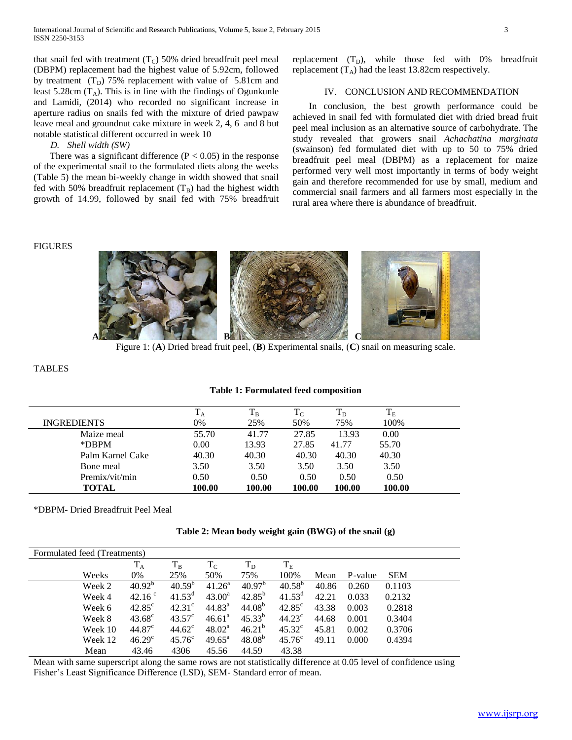that snail fed with treatment ($T_C$) 50% dried breadfruit peel meal (DBPM) replacement had the highest value of 5.92cm, followed by treatment ($T_D$) 75% replacement with value of 5.81cm and least 5.28cm ($T_A$). This is in line with the findings of Ogunkunle and Lamidi, (2014) who recorded no significant increase in aperture radius on snails fed with the mixture of dried pawpaw leave meal and groundnut cake mixture in week 2, 4, 6 and 8 but notable statistical different occurred in week 10

*D. Shell width (SW)*

There was a significant difference ($P < 0.05$) in the response of the experimental snail to the formulated diets along the weeks (Table 5) the mean bi-weekly change in width showed that snail fed with 50% breadfruit replacement ($T_B$) had the highest width growth of 14.99, followed by snail fed with 75% breadfruit replacement ($T_D$), while those fed with 0% breadfruit replacement ($T_A$) had the least 13.82cm respectively.

## IV. CONCLUSION AND RECOMMENDATION

In conclusion, the best growth performance could be achieved in snail fed with formulated diet with dried bread fruit peel meal inclusion as an alternative source of carbohydrate. The study revealed that growers snail *Achachatina marginata* (swainson) fed formulated diet with up to 50 to 75% dried breadfruit peel meal (DBPM) as a replacement for maize performed very well most importantly in terms of body weight gain and therefore recommended for use by small, medium and commercial snail farmers and all farmers most especially in the rural area where there is abundance of breadfruit.

FIGURES

Figure 1: (**A**) Dried bread fruit peel, (**B**) Experimental snails, (**C**) snail on measuring scale.

TABLES

**Table 1: Formulated feed composition**

| INGREDIENTS | $T_A$ 0% | $T_B$ 25% | $T_C$ 50% | $T_D$ 75% | $T_E$ 100% |
|---|---|---|---|---|---|
| Maize meal | 55.70 | 41.77 | 27.85 | 13.93 | 0.00 |
| *DBPM | 0.00 | 13.93 | 27.85 | 41.77 | 55.70 |
| Palm Karnel Cake | 40.30 | 40.30 | 40.30 | 40.30 | 40.30 |
| Bone meal | 3.50 | 3.50 | 3.50 | 3.50 | 3.50 |
| Premix/vit/min | 0.50 | 0.50 | 0.50 | 0.50 | 0.50 |
| **TOTAL** | **100.00** | **100.00** | **100.00** | **100.00** | **100.00** |

*DBPM- Dried Breadfruit Peel Meal

**Table 2: Mean body weight gain (BWG) of the snail (g)**

| Formulated feed (Treatments) | | | | | | | | |
|---|---|---|---|---|---|---|---|---|
| | $T_A$ | $T_B$ | $T_C$ | $T_D$ | $T_E$ | | | |
| Weeks | 0% | 25% | 50% | 75% | 100% | Mean | P-value | SEM |
| Week 2 | $40.92^b$ | $40.59^b$ | $41.26^a$ | $40.97^b$ | $40.58^b$ | 40.86 | 0.260 | 0.1103 |
| Week 4 | $42.16^c$ | $41.53^d$ | $43.00^a$ | $42.85^b$ | $41.53^d$ | 42.21 | 0.033 | 0.2132 |
| Week 6 | $42.85^c$ | $42.31^c$ | $44.83^a$ | $44.08^b$ | $42.85^c$ | 43.38 | 0.003 | 0.2818 |
| Week 8 | $43.68^c$ | $43.57^c$ | $46.61^a$ | $45.33^b$ | $44.23^c$ | 44.68 | 0.001 | 0.3404 |
| Week 10 | $44.87^c$ | $44.62^c$ | $48.02^a$ | $46.21^b$ | $45.32^c$ | 45.81 | 0.002 | 0.3706 |
| Week 12 | $46.29^c$ | $45.76^c$ | $49.65^a$ | $48.08^b$ | $45.76^c$ | 49.11 | 0.000 | 0.4394 |
| Mean | 43.46 | 4306 | 45.56 | 44.59 | 43.38 | | | |

Mean with same superscript along the same rows are not statistically difference at 0.05 level of confidence using Fisher's Least Significance Difference (LSD), SEM- Standard error of mean.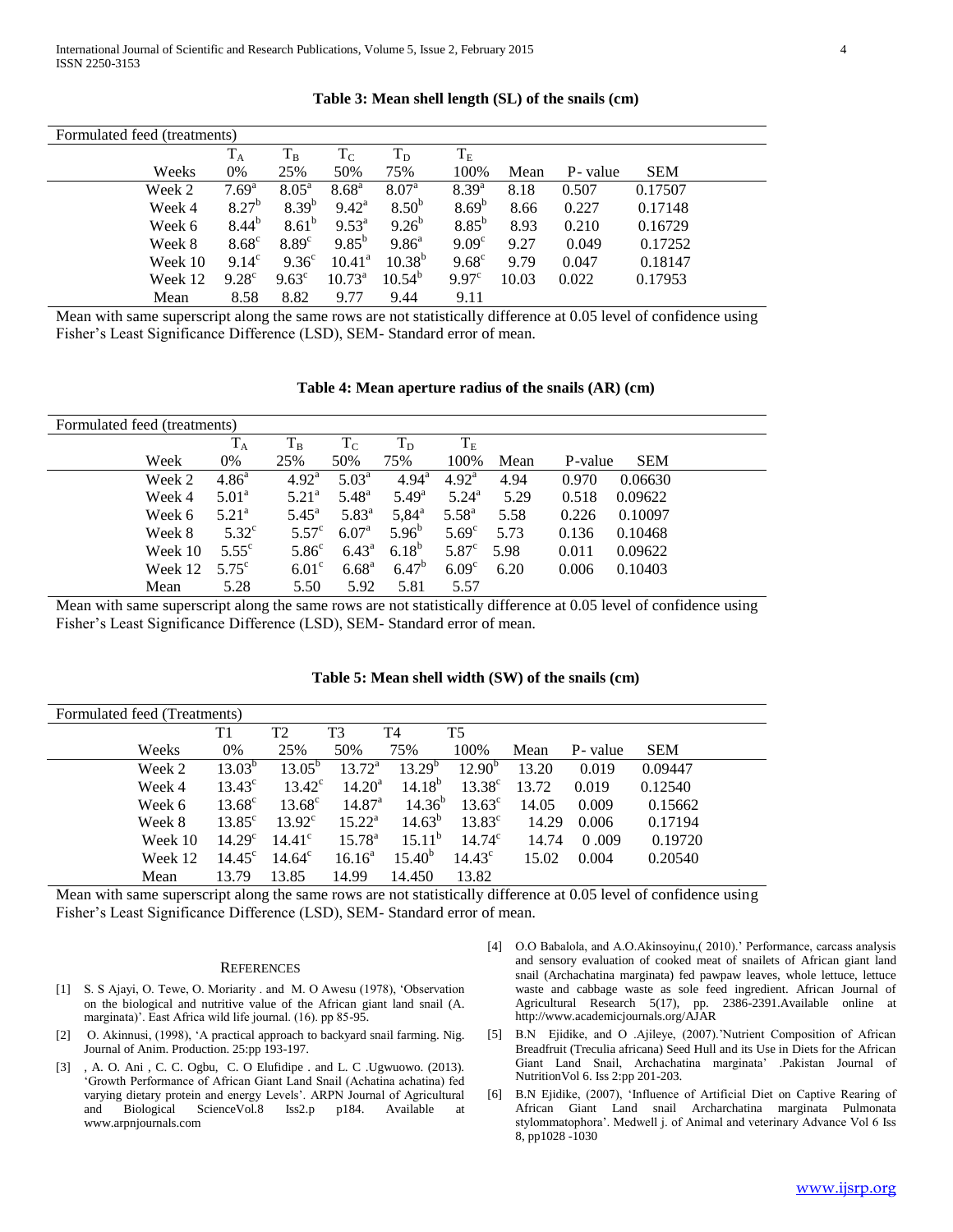**Table 3: Mean shell length (SL) of the snails (cm)**

| Formulated feed (treatments) | $T_A$ | $T_B$ | $T_C$ | $T_D$ | $T_E$ | | | |
|---|---|---|---|---|---|---|---|---|
| Weeks | 0% | 25% | 50% | 75% | 100% | Mean | P- value | SEM |
| Week 2 | $7.69^a$ | $8.05^a$ | $8.68^a$ | $8.07^a$ | $8.39^a$ | 8.18 | 0.507 | 0.17507 |
| Week 4 | $8.27^b$ | $8.39^b$ | $9.42^a$ | $8.50^b$ | $8.69^b$ | 8.66 | 0.227 | 0.17148 |
| Week 6 | $8.44^b$ | $8.61^b$ | $9.53^a$ | $9.26^b$ | $8.85^b$ | 8.93 | 0.210 | 0.16729 |
| Week 8 | $8.68^c$ | $8.89^c$ | $9.85^b$ | $9.86^a$ | $9.09^c$ | 9.27 | 0.049 | 0.17252 |
| Week 10 | $9.14^c$ | $9.36^c$ | $10.41^a$ | $10.38^b$ | $9.68^c$ | 9.79 | 0.047 | 0.18147 |
| Week 12 | $9.28^c$ | $9.63^c$ | $10.73^a$ | $10.54^b$ | $9.97^c$ | 10.03 | 0.022 | 0.17953 |
| Mean | 8.58 | 8.82 | 9.77 | 9.44 | 9.11 | | | |

Mean with same superscript along the same rows are not statistically difference at 0.05 level of confidence using Fisher's Least Significance Difference (LSD), SEM- Standard error of mean.

**Table 4: Mean aperture radius of the snails (AR) (cm)**

| Formulated feed (treatments) | $T_A$ | $T_B$ | $T_C$ | $T_D$ | $T_E$ | | | |
|---|---|---|---|---|---|---|---|---|
| Week | 0% | 25% | 50% | 75% | 100% | Mean | P-value | SEM |
| Week 2 | $4.86^a$ | $4.92^a$ | $5.03^a$ | $4.94^a$ | $4.92^a$ | 4.94 | 0.970 | 0.06630 |
| Week 4 | $5.01^a$ | $5.21^a$ | $5.48^a$ | $5.49^a$ | $5.24^a$ | 5.29 | 0.518 | 0.09622 |
| Week 6 | $5.21^a$ | $5.45^a$ | $5.83^a$ | $5{,}84^a$ | $5.58^a$ | 5.58 | 0.226 | 0.10097 |
| Week 8 | $5.32^c$ | $5.57^c$ | $6.07^a$ | $5.96^b$ | $5.69^c$ | 5.73 | 0.136 | 0.10468 |
| Week 10 | $5.55^c$ | $5.86^c$ | $6.43^a$ | $6.18^b$ | $5.87^c$ | 5.98 | 0.011 | 0.09622 |
| Week 12 | $5.75^c$ | $6.01^c$ | $6.68^a$ | $6.47^b$ | $6.09^c$ | 6.20 | 0.006 | 0.10403 |
| Mean | 5.28 | 5.50 | 5.92 | 5.81 | 5.57 | | | |

Mean with same superscript along the same rows are not statistically difference at 0.05 level of confidence using Fisher's Least Significance Difference (LSD), SEM- Standard error of mean.

**Table 5: Mean shell width (SW) of the snails (cm)**

| Formulated feed (Treatments) | T1 | T2 | T3 | T4 | T5 | | | |
|---|---|---|---|---|---|---|---|---|
| Weeks | 0% | 25% | 50% | 75% | 100% | Mean | P- value | SEM |
| Week 2 | $13.03^b$ | $13.05^b$ | $13.72^a$ | $13.29^b$ | $12.90^b$ | 13.20 | 0.019 | 0.09447 |
| Week 4 | $13.43^c$ | $13.42^c$ | $14.20^a$ | $14.18^b$ | $13.38^c$ | 13.72 | 0.019 | 0.12540 |
| Week 6 | $13.68^c$ | $13.68^c$ | $14.87^a$ | $14.36^b$ | $13.63^c$ | 14.05 | 0.009 | 0.15662 |
| Week 8 | $13.85^c$ | $13.92^c$ | $15.22^a$ | $14.63^b$ | $13.83^c$ | 14.29 | 0.006 | 0.17194 |
| Week 10 | $14.29^c$ | $14.41^c$ | $15.78^a$ | $15.11^b$ | $14.74^c$ | 14.74 | 0 .009 | 0.19720 |
| Week 12 | $14.45^c$ | $14.64^c$ | $16.16^a$ | $15.40^b$ | $14.43^c$ | 15.02 | 0.004 | 0.20540 |
| Mean | 13.79 | 13.85 | 14.99 | 14.450 | 13.82 | | | |

Mean with same superscript along the same rows are not statistically difference at 0.05 level of confidence using Fisher's Least Significance Difference (LSD), SEM- Standard error of mean.

## REFERENCES

[1] S. S Ajayi, O. Tewe, O. Moriarty . and M. O Awesu (1978), 'Observation on the biological and nutritive value of the African giant land snail (A. marginata)'. East Africa wild life journal. (16). pp 85-95.

[2] O. Akinnusi, (1998), 'A practical approach to backyard snail farming. Nig. Journal of Anim. Production. 25:pp 193-197.

[3] , A. O. Ani , C. C. Ogbu, C. O Elufidipe . and L. C .Ugwuowo. (2013). 'Growth Performance of African Giant Land Snail (Achatina achatina) fed varying dietary protein and energy Levels'. ARPN Journal of Agricultural and Biological ScienceVol.8 Iss2.p p184. Available at www.arpnjournals.com

[4] O.O Babalola, and A.O.Akinsoyinu,( 2010).' Performance, carcass analysis and sensory evaluation of cooked meat of snailets of African giant land snail (Archachatina marginata) fed pawpaw leaves, whole lettuce, lettuce waste and cabbage waste as sole feed ingredient. African Journal of Agricultural Research 5(17), pp. 2386-2391.Available online at http://www.academicjournals.org/AJAR

[5] B.N Ejidike, and O .Ajileye, (2007).'Nutrient Composition of African Breadfruit (Treculia africana) Seed Hull and its Use in Diets for the African Giant Land Snail, Archachatina marginata' .Pakistan Journal of NutritionVol 6. Iss 2:pp 201-203.

[6] B.N Ejidike, (2007), 'Influence of Artificial Diet on Captive Rearing of African Giant Land snail Archarchatina marginata Pulmonata stylommatophora'. Medwell j. of Animal and veterinary Advance Vol 6 Iss 8, pp1028 -1030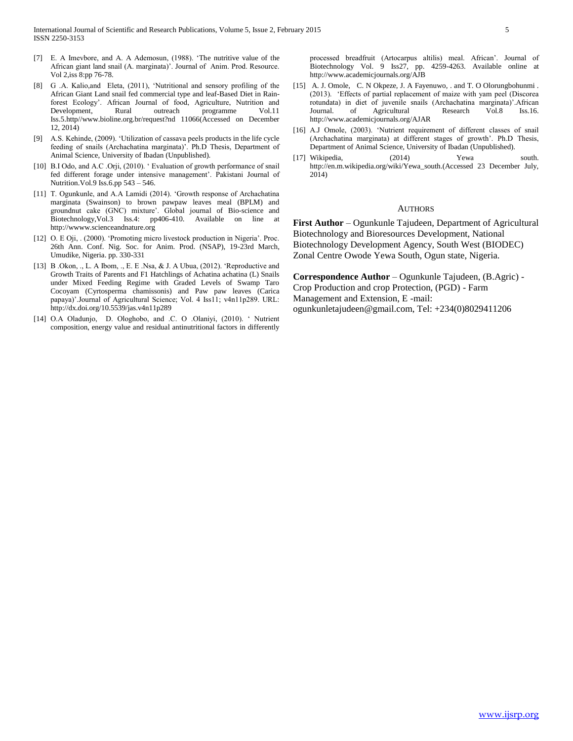[7] E. A Imevbore, and A. A Ademosun, (1988). 'The nutritive value of the African giant land snail (A. marginata)'. Journal of Anim. Prod. Resource. Vol 2,iss 8:pp 76-78.

[8] G .A. Kalio,and Eleta, (2011), 'Nutritional and sensory profiling of the African Giant Land snail fed commercial type and leaf-Based Diet in Rain-forest Ecology'. African Journal of food, Agriculture, Nutrition and Development, Rural outreach programme Vol.11 Iss.5.http//www.bioline.org.br/request?nd 11066(Accessed on December 12, 2014)

[9] A.S. Kehinde, (2009). 'Utilization of cassava peels products in the life cycle feeding of snails (Archachatina marginata)'. Ph.D Thesis, Department of Animal Science, University of Ibadan (Unpublished).

[10] B.I Odo, and A.C .Orji, (2010). ' Evaluation of growth performance of snail fed different forage under intensive management'. Pakistani Journal of Nutrition.Vol.9 Iss.6.pp 543 – 546.

[11] T. Ogunkunle, and A.A Lamidi (2014). 'Growth response of Archachatina marginata (Swainson) to brown pawpaw leaves meal (BPLM) and groundnut cake (GNC) mixture'. Global journal of Bio-science and Biotechnology,Vol.3 Iss.4: pp406-410. Available on line at http://wwww.scienceandnature.org

[12] O. E Oji, . (2000). 'Promoting micro livestock production in Nigeria'. Proc. 26th Ann. Conf. Nig. Soc. for Anim. Prod. (NSAP), 19-23rd March, Umudike, Nigeria. pp. 330-331

[13] B .Okon, ., L. A Ibom, ., E. E .Nsa, & J. A Ubua, (2012). 'Reproductive and Growth Traits of Parents and F1 Hatchlings of Achatina achatina (L) Snails under Mixed Feeding Regime with Graded Levels of Swamp Taro Cocoyam (Cyrtosperma chamissonis) and Paw paw leaves (Carica papaya)'.Journal of Agricultural Science; Vol. 4 Iss11; v4n11p289. URL: http://dx.doi.org/10.5539/jas.v4n11p289

[14] O.A Oladunjo, D. Ologhobo, and .C. O .Olaniyi, (2010). ' Nutrient composition, energy value and residual antinutritional factors in differently processed breadfruit (Artocarpus altilis) meal. African'. Journal of Biotechnology Vol. 9 Iss27, pp. 4259-4263. Available online at http://www.academicjournals.org/AJB

[15] A. J. Omole, C. N Okpeze, J. A Fayenuwo, . and T. O Olorungbohunmi . (2013). 'Effects of partial replacement of maize with yam peel (Discorea rotundata) in diet of juvenile snails (Archachatina marginata)'.African Journal. of Agricultural Research Vol.8 Iss.16. http://www.academicjournals.org/AJAR

[16] A.J Omole, (2003). 'Nutrient requirement of different classes of snail (Archachatina marginata) at different stages of growth'. Ph.D Thesis, Department of Animal Science, University of Ibadan (Unpublished).

[17] Wikipedia, (2014) Yewa south. http://en.m.wikipedia.org/wiki/Yewa_south.(Accessed 23 December July, 2014)

## Authors

**First Author** – Ogunkunle Tajudeen, Department of Agricultural Biotechnology and Bioresources Development, National Biotechnology Development Agency, South West (BIODEC) Zonal Centre Owode Yewa South, Ogun state, Nigeria.

**Correspondence Author** – Ogunkunle Tajudeen, (B.Agric) - Crop Production and crop Protection, (PGD) - Farm Management and Extension, E -mail: ogunkunletajudeen@gmail.com, Tel: +234(0)8029411206